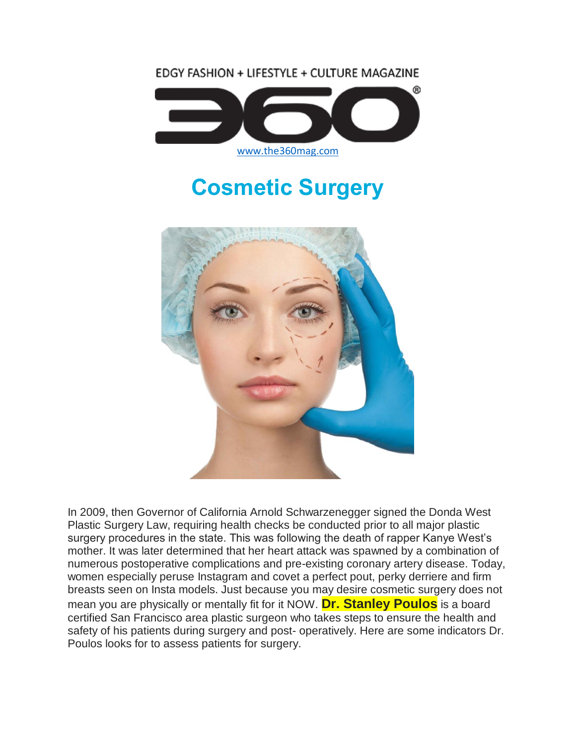EDGY FASHION + LIFESTYLE + CULTURE MAGAZINE

360

www.the360mag.com

# Cosmetic Surgery

In 2009, then Governor of California Arnold Schwarzenegger signed the Donda West Plastic Surgery Law, requiring health checks be conducted prior to all major plastic surgery procedures in the state. This was following the death of rapper Kanye West's mother. It was later determined that her heart attack was spawned by a combination of numerous postoperative complications and pre-existing coronary artery disease. Today, women especially peruse Instagram and covet a perfect pout, perky derriere and firm breasts seen on Insta models. Just because you may desire cosmetic surgery does not mean you are physically or mentally fit for it NOW. **Dr. Stanley Poulos** is a board certified San Francisco area plastic surgeon who takes steps to ensure the health and safety of his patients during surgery and post- operatively. Here are some indicators Dr. Poulos looks for to assess patients for surgery.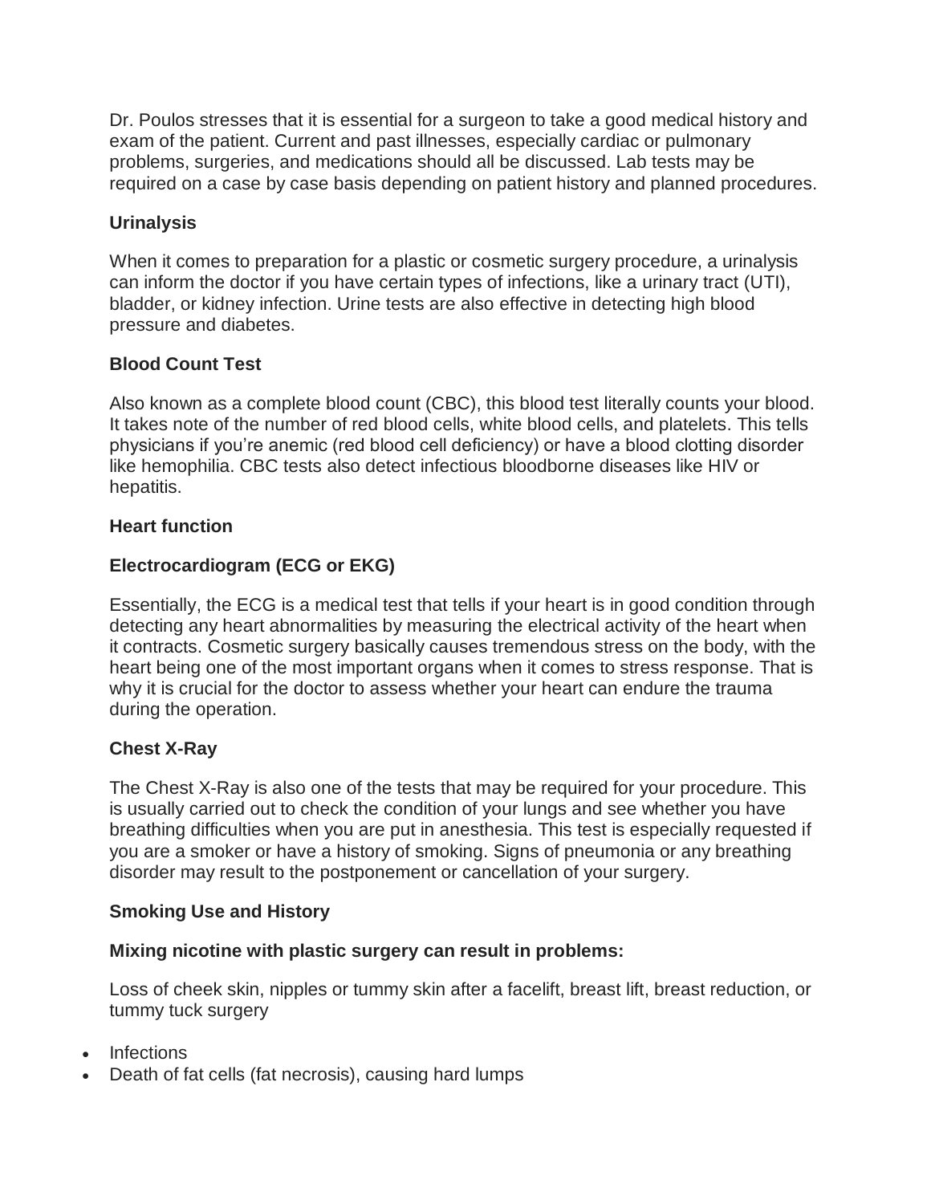Dr. Poulos stresses that it is essential for a surgeon to take a good medical history and exam of the patient. Current and past illnesses, especially cardiac or pulmonary problems, surgeries, and medications should all be discussed. Lab tests may be required on a case by case basis depending on patient history and planned procedures.

**Urinalysis**

When it comes to preparation for a plastic or cosmetic surgery procedure, a urinalysis can inform the doctor if you have certain types of infections, like a urinary tract (UTI), bladder, or kidney infection. Urine tests are also effective in detecting high blood pressure and diabetes.

**Blood Count Test**

Also known as a complete blood count (CBC), this blood test literally counts your blood. It takes note of the number of red blood cells, white blood cells, and platelets. This tells physicians if you're anemic (red blood cell deficiency) or have a blood clotting disorder like hemophilia. CBC tests also detect infectious bloodborne diseases like HIV or hepatitis.

**Heart function**

**Electrocardiogram (ECG or EKG)**

Essentially, the ECG is a medical test that tells if your heart is in good condition through detecting any heart abnormalities by measuring the electrical activity of the heart when it contracts. Cosmetic surgery basically causes tremendous stress on the body, with the heart being one of the most important organs when it comes to stress response. That is why it is crucial for the doctor to assess whether your heart can endure the trauma during the operation.

**Chest X-Ray**

The Chest X-Ray is also one of the tests that may be required for your procedure. This is usually carried out to check the condition of your lungs and see whether you have breathing difficulties when you are put in anesthesia. This test is especially requested if you are a smoker or have a history of smoking. Signs of pneumonia or any breathing disorder may result to the postponement or cancellation of your surgery.

**Smoking Use and History**

**Mixing nicotine with plastic surgery can result in problems:**

Loss of cheek skin, nipples or tummy skin after a facelift, breast lift, breast reduction, or tummy tuck surgery

- Infections
- Death of fat cells (fat necrosis), causing hard lumps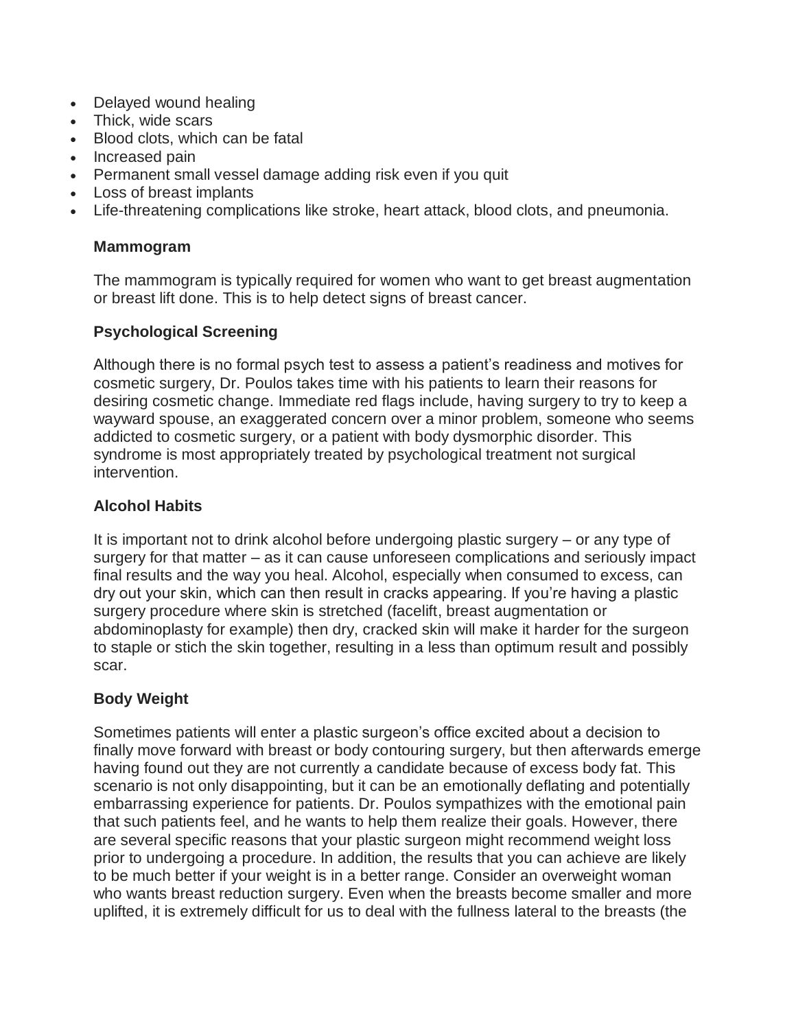- Delayed wound healing
- Thick, wide scars
- Blood clots, which can be fatal
- Increased pain
- Permanent small vessel damage adding risk even if you quit
- Loss of breast implants
- Life-threatening complications like stroke, heart attack, blood clots, and pneumonia.

**Mammogram**

The mammogram is typically required for women who want to get breast augmentation or breast lift done. This is to help detect signs of breast cancer.

**Psychological Screening**

Although there is no formal psych test to assess a patient's readiness and motives for cosmetic surgery, Dr. Poulos takes time with his patients to learn their reasons for desiring cosmetic change. Immediate red flags include, having surgery to try to keep a wayward spouse, an exaggerated concern over a minor problem, someone who seems addicted to cosmetic surgery, or a patient with body dysmorphic disorder. This syndrome is most appropriately treated by psychological treatment not surgical intervention.

**Alcohol Habits**

It is important not to drink alcohol before undergoing plastic surgery – or any type of surgery for that matter – as it can cause unforeseen complications and seriously impact final results and the way you heal. Alcohol, especially when consumed to excess, can dry out your skin, which can then result in cracks appearing. If you're having a plastic surgery procedure where skin is stretched (facelift, breast augmentation or abdominoplasty for example) then dry, cracked skin will make it harder for the surgeon to staple or stich the skin together, resulting in a less than optimum result and possibly scar.

**Body Weight**

Sometimes patients will enter a plastic surgeon's office excited about a decision to finally move forward with breast or body contouring surgery, but then afterwards emerge having found out they are not currently a candidate because of excess body fat. This scenario is not only disappointing, but it can be an emotionally deflating and potentially embarrassing experience for patients. Dr. Poulos sympathizes with the emotional pain that such patients feel, and he wants to help them realize their goals. However, there are several specific reasons that your plastic surgeon might recommend weight loss prior to undergoing a procedure. In addition, the results that you can achieve are likely to be much better if your weight is in a better range. Consider an overweight woman who wants breast reduction surgery. Even when the breasts become smaller and more uplifted, it is extremely difficult for us to deal with the fullness lateral to the breasts (the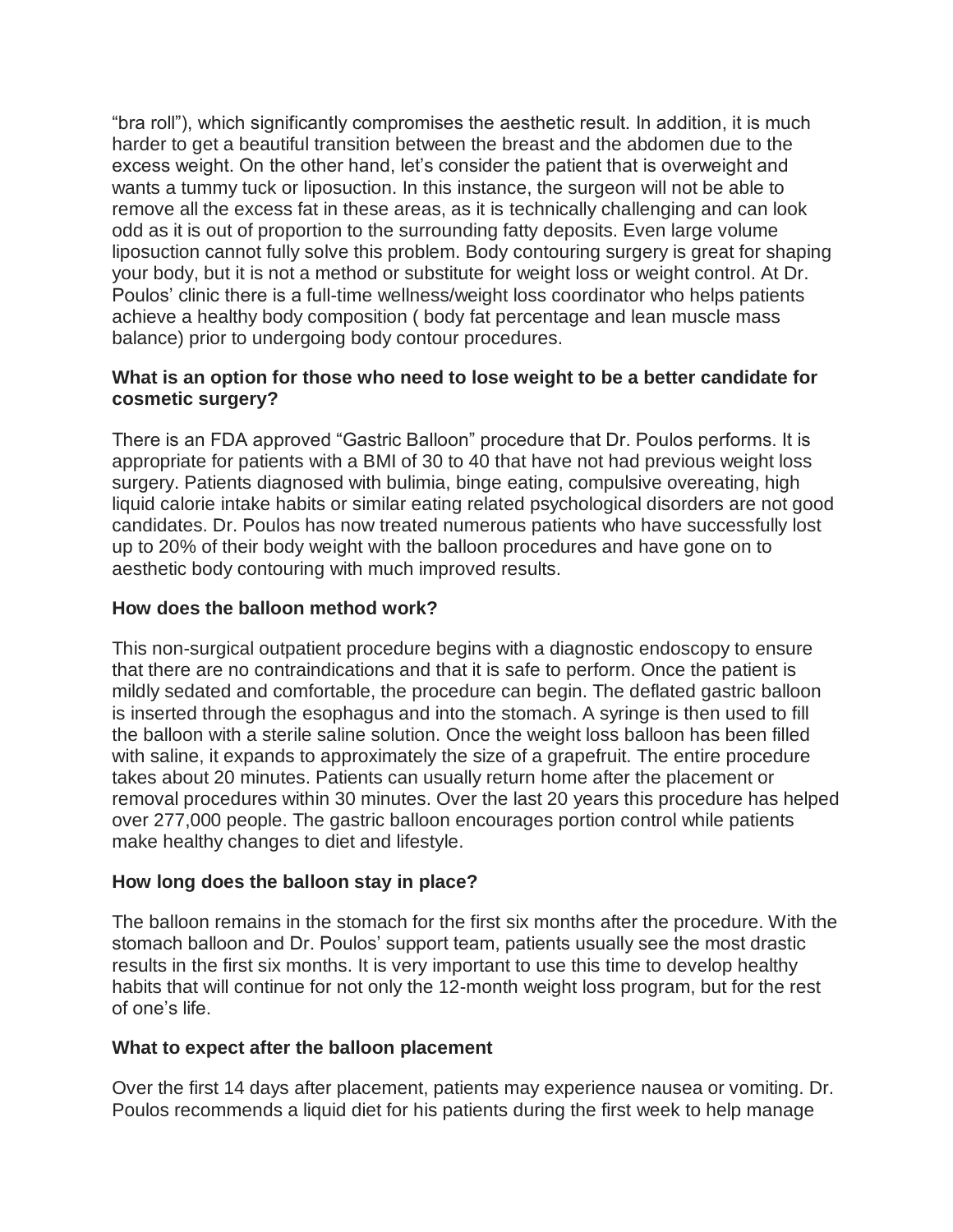"bra roll"), which significantly compromises the aesthetic result. In addition, it is much harder to get a beautiful transition between the breast and the abdomen due to the excess weight. On the other hand, let's consider the patient that is overweight and wants a tummy tuck or liposuction. In this instance, the surgeon will not be able to remove all the excess fat in these areas, as it is technically challenging and can look odd as it is out of proportion to the surrounding fatty deposits. Even large volume liposuction cannot fully solve this problem. Body contouring surgery is great for shaping your body, but it is not a method or substitute for weight loss or weight control. At Dr. Poulos' clinic there is a full-time wellness/weight loss coordinator who helps patients achieve a healthy body composition ( body fat percentage and lean muscle mass balance) prior to undergoing body contour procedures.

**What is an option for those who need to lose weight to be a better candidate for cosmetic surgery?**

There is an FDA approved "Gastric Balloon" procedure that Dr. Poulos performs. It is appropriate for patients with a BMI of 30 to 40 that have not had previous weight loss surgery. Patients diagnosed with bulimia, binge eating, compulsive overeating, high liquid calorie intake habits or similar eating related psychological disorders are not good candidates. Dr. Poulos has now treated numerous patients who have successfully lost up to 20% of their body weight with the balloon procedures and have gone on to aesthetic body contouring with much improved results.

**How does the balloon method work?**

This non-surgical outpatient procedure begins with a diagnostic endoscopy to ensure that there are no contraindications and that it is safe to perform. Once the patient is mildly sedated and comfortable, the procedure can begin. The deflated gastric balloon is inserted through the esophagus and into the stomach. A syringe is then used to fill the balloon with a sterile saline solution. Once the weight loss balloon has been filled with saline, it expands to approximately the size of a grapefruit. The entire procedure takes about 20 minutes. Patients can usually return home after the placement or removal procedures within 30 minutes. Over the last 20 years this procedure has helped over 277,000 people. The gastric balloon encourages portion control while patients make healthy changes to diet and lifestyle.

**How long does the balloon stay in place?**

The balloon remains in the stomach for the first six months after the procedure. With the stomach balloon and Dr. Poulos' support team, patients usually see the most drastic results in the first six months. It is very important to use this time to develop healthy habits that will continue for not only the 12-month weight loss program, but for the rest of one's life.

**What to expect after the balloon placement**

Over the first 14 days after placement, patients may experience nausea or vomiting. Dr. Poulos recommends a liquid diet for his patients during the first week to help manage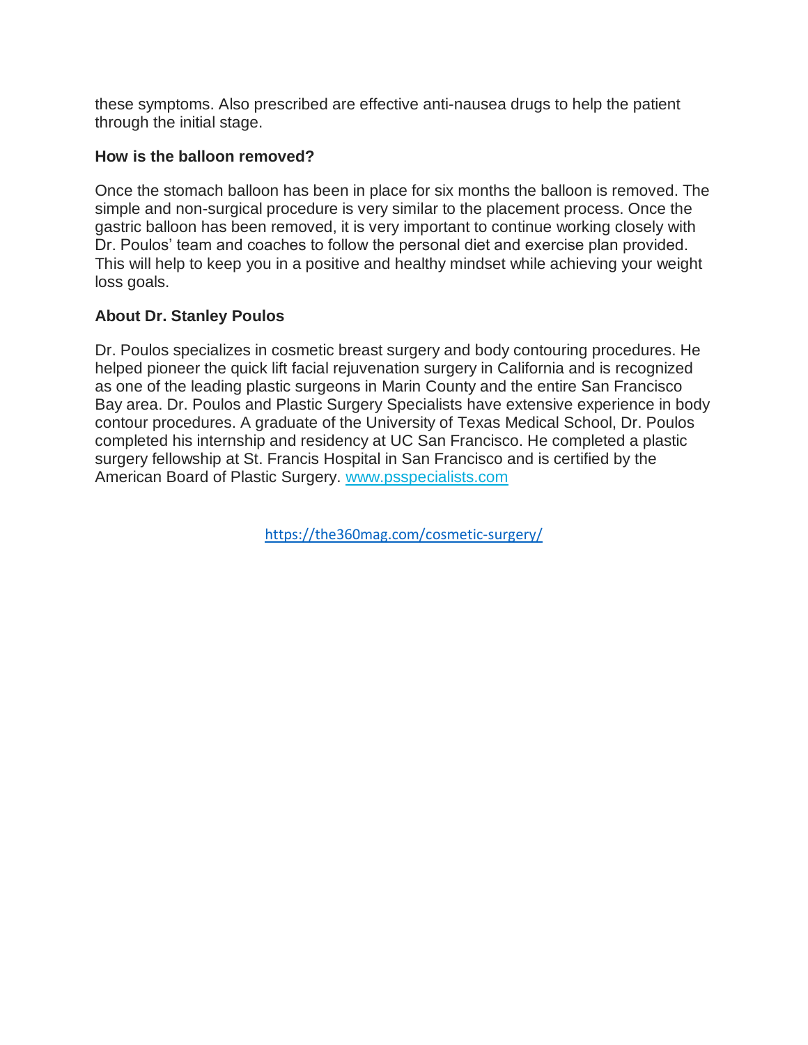these symptoms. Also prescribed are effective anti-nausea drugs to help the patient through the initial stage.

**How is the balloon removed?**

Once the stomach balloon has been in place for six months the balloon is removed. The simple and non-surgical procedure is very similar to the placement process. Once the gastric balloon has been removed, it is very important to continue working closely with Dr. Poulos' team and coaches to follow the personal diet and exercise plan provided. This will help to keep you in a positive and healthy mindset while achieving your weight loss goals.

**About Dr. Stanley Poulos**

Dr. Poulos specializes in cosmetic breast surgery and body contouring procedures. He helped pioneer the quick lift facial rejuvenation surgery in California and is recognized as one of the leading plastic surgeons in Marin County and the entire San Francisco Bay area. Dr. Poulos and Plastic Surgery Specialists have extensive experience in body contour procedures. A graduate of the University of Texas Medical School, Dr. Poulos completed his internship and residency at UC San Francisco. He completed a plastic surgery fellowship at St. Francis Hospital in San Francisco and is certified by the American Board of Plastic Surgery. [www.psspecialists.com](http://www.psspecialists.com)

[https://the360mag.com/cosmetic-surgery/](https://the360mag.com/cosmetic-surgery/)